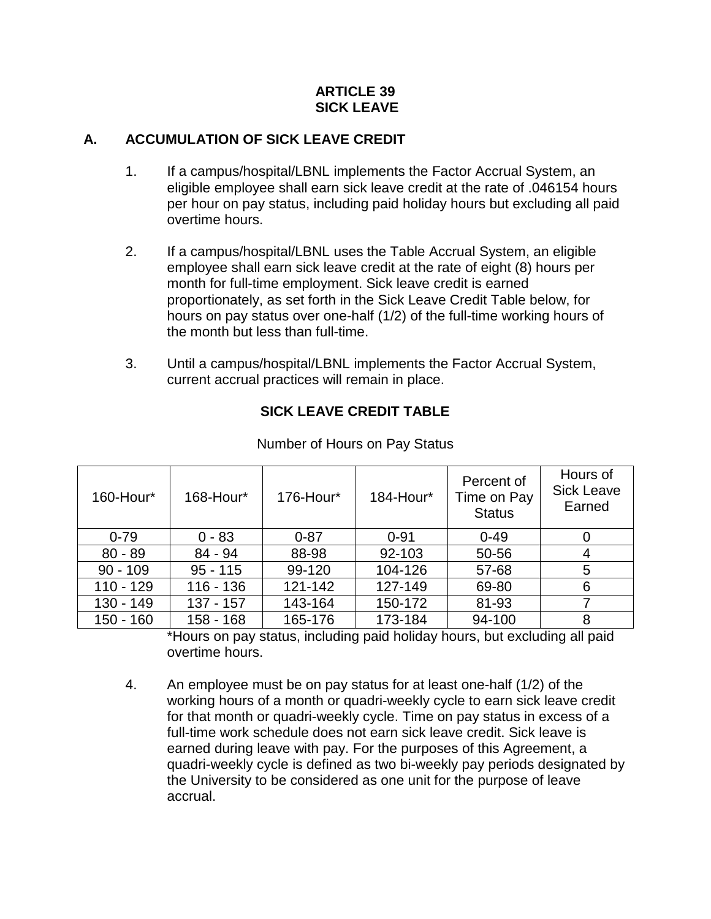# ARTICLE 39
# SICK LEAVE

## A. ACCUMULATION OF SICK LEAVE CREDIT

1. If a campus/hospital/LBNL implements the Factor Accrual System, an eligible employee shall earn sick leave credit at the rate of .046154 hours per hour on pay status, including paid holiday hours but excluding all paid overtime hours.

2. If a campus/hospital/LBNL uses the Table Accrual System, an eligible employee shall earn sick leave credit at the rate of eight (8) hours per month for full-time employment. Sick leave credit is earned proportionately, as set forth in the Sick Leave Credit Table below, for hours on pay status over one-half (1/2) of the full-time working hours of the month but less than full-time.

3. Until a campus/hospital/LBNL implements the Factor Accrual System, current accrual practices will remain in place.

**SICK LEAVE CREDIT TABLE**

Number of Hours on Pay Status

| 160-Hour* | 168-Hour* | 176-Hour* | 184-Hour* | Percent of Time on Pay Status | Hours of Sick Leave Earned |
|---|---|---|---|---|---|
| 0-79 | 0 - 83 | 0-87 | 0-91 | 0-49 | 0 |
| 80 - 89 | 84 - 94 | 88-98 | 92-103 | 50-56 | 4 |
| 90 - 109 | 95 - 115 | 99-120 | 104-126 | 57-68 | 5 |
| 110 - 129 | 116 - 136 | 121-142 | 127-149 | 69-80 | 6 |
| 130 - 149 | 137 - 157 | 143-164 | 150-172 | 81-93 | 7 |
| 150 - 160 | 158 - 168 | 165-176 | 173-184 | 94-100 | 8 |

*Hours on pay status, including paid holiday hours, but excluding all paid overtime hours.

4. An employee must be on pay status for at least one-half (1/2) of the working hours of a month or quadri-weekly cycle to earn sick leave credit for that month or quadri-weekly cycle. Time on pay status in excess of a full-time work schedule does not earn sick leave credit. Sick leave is earned during leave with pay. For the purposes of this Agreement, a quadri-weekly cycle is defined as two bi-weekly pay periods designated by the University to be considered as one unit for the purpose of leave accrual.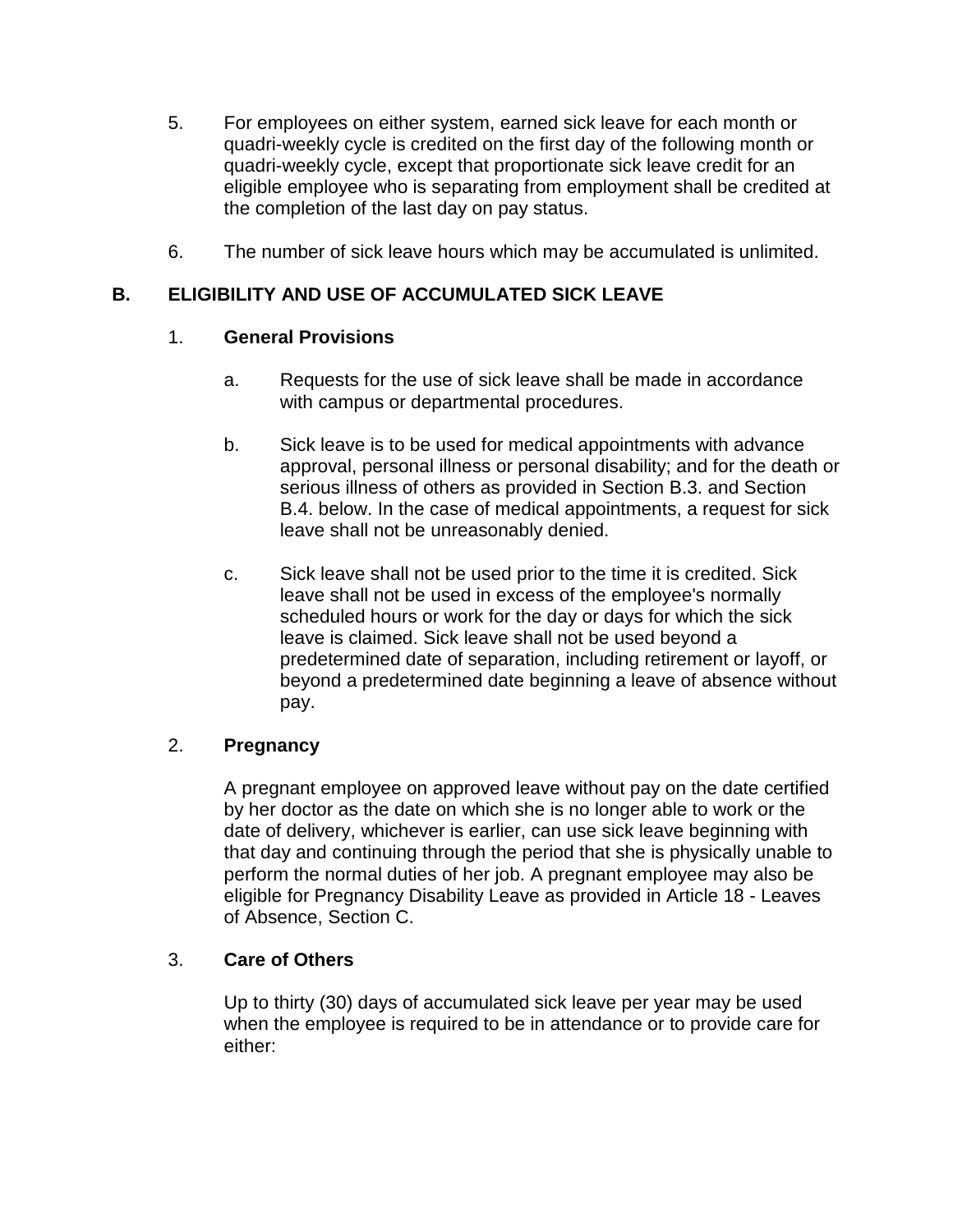5. For employees on either system, earned sick leave for each month or quadri-weekly cycle is credited on the first day of the following month or quadri-weekly cycle, except that proportionate sick leave credit for an eligible employee who is separating from employment shall be credited at the completion of the last day on pay status.

6. The number of sick leave hours which may be accumulated is unlimited.

## B. ELIGIBILITY AND USE OF ACCUMULATED SICK LEAVE

### 1. General Provisions

a. Requests for the use of sick leave shall be made in accordance with campus or departmental procedures.

b. Sick leave is to be used for medical appointments with advance approval, personal illness or personal disability; and for the death or serious illness of others as provided in Section B.3. and Section B.4. below. In the case of medical appointments, a request for sick leave shall not be unreasonably denied.

c. Sick leave shall not be used prior to the time it is credited. Sick leave shall not be used in excess of the employee's normally scheduled hours or work for the day or days for which the sick leave is claimed. Sick leave shall not be used beyond a predetermined date of separation, including retirement or layoff, or beyond a predetermined date beginning a leave of absence without pay.

### 2. Pregnancy

A pregnant employee on approved leave without pay on the date certified by her doctor as the date on which she is no longer able to work or the date of delivery, whichever is earlier, can use sick leave beginning with that day and continuing through the period that she is physically unable to perform the normal duties of her job. A pregnant employee may also be eligible for Pregnancy Disability Leave as provided in Article 18 - Leaves of Absence, Section C.

### 3. Care of Others

Up to thirty (30) days of accumulated sick leave per year may be used when the employee is required to be in attendance or to provide care for either: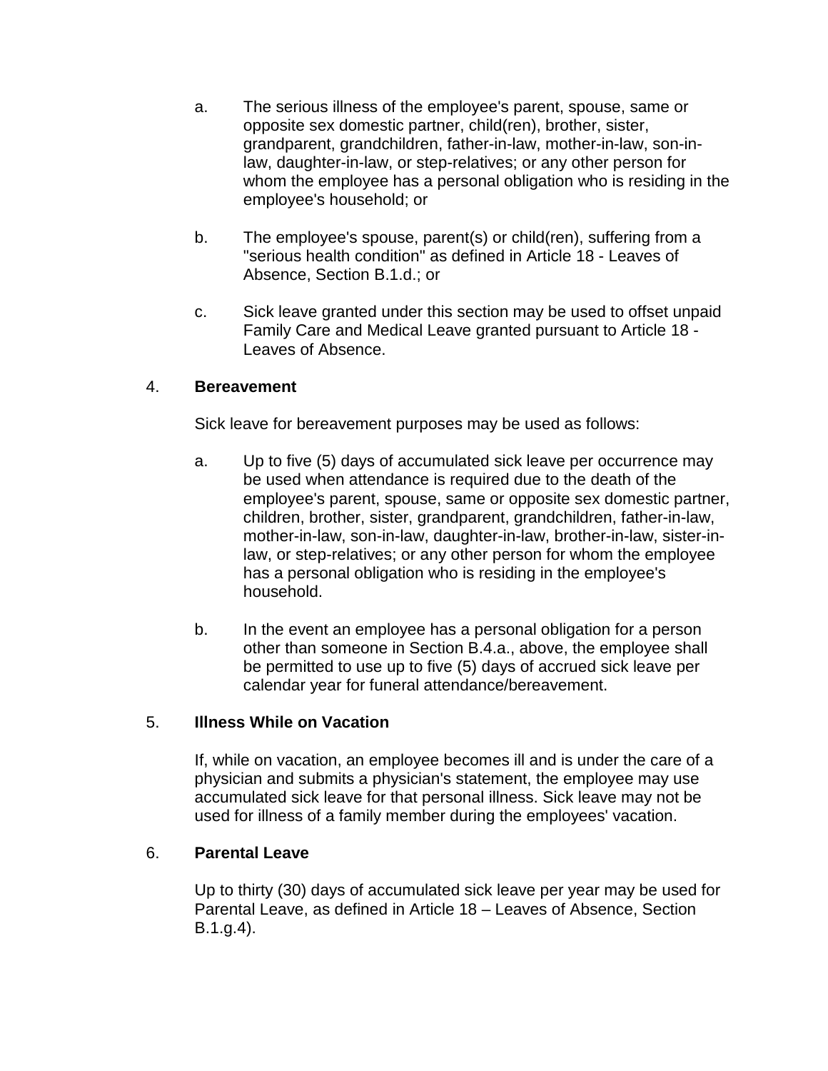a. The serious illness of the employee's parent, spouse, same or opposite sex domestic partner, child(ren), brother, sister, grandparent, grandchildren, father-in-law, mother-in-law, son-in-law, daughter-in-law, or step-relatives; or any other person for whom the employee has a personal obligation who is residing in the employee's household; or

b. The employee's spouse, parent(s) or child(ren), suffering from a "serious health condition" as defined in Article 18 - Leaves of Absence, Section B.1.d.; or

c. Sick leave granted under this section may be used to offset unpaid Family Care and Medical Leave granted pursuant to Article 18 - Leaves of Absence.

4. **Bereavement**

Sick leave for bereavement purposes may be used as follows:

a. Up to five (5) days of accumulated sick leave per occurrence may be used when attendance is required due to the death of the employee's parent, spouse, same or opposite sex domestic partner, children, brother, sister, grandparent, grandchildren, father-in-law, mother-in-law, son-in-law, daughter-in-law, brother-in-law, sister-in-law, or step-relatives; or any other person for whom the employee has a personal obligation who is residing in the employee's household.

b. In the event an employee has a personal obligation for a person other than someone in Section B.4.a., above, the employee shall be permitted to use up to five (5) days of accrued sick leave per calendar year for funeral attendance/bereavement.

5. **Illness While on Vacation**

If, while on vacation, an employee becomes ill and is under the care of a physician and submits a physician's statement, the employee may use accumulated sick leave for that personal illness. Sick leave may not be used for illness of a family member during the employees' vacation.

6. **Parental Leave**

Up to thirty (30) days of accumulated sick leave per year may be used for Parental Leave, as defined in Article 18 – Leaves of Absence, Section B.1.g.4).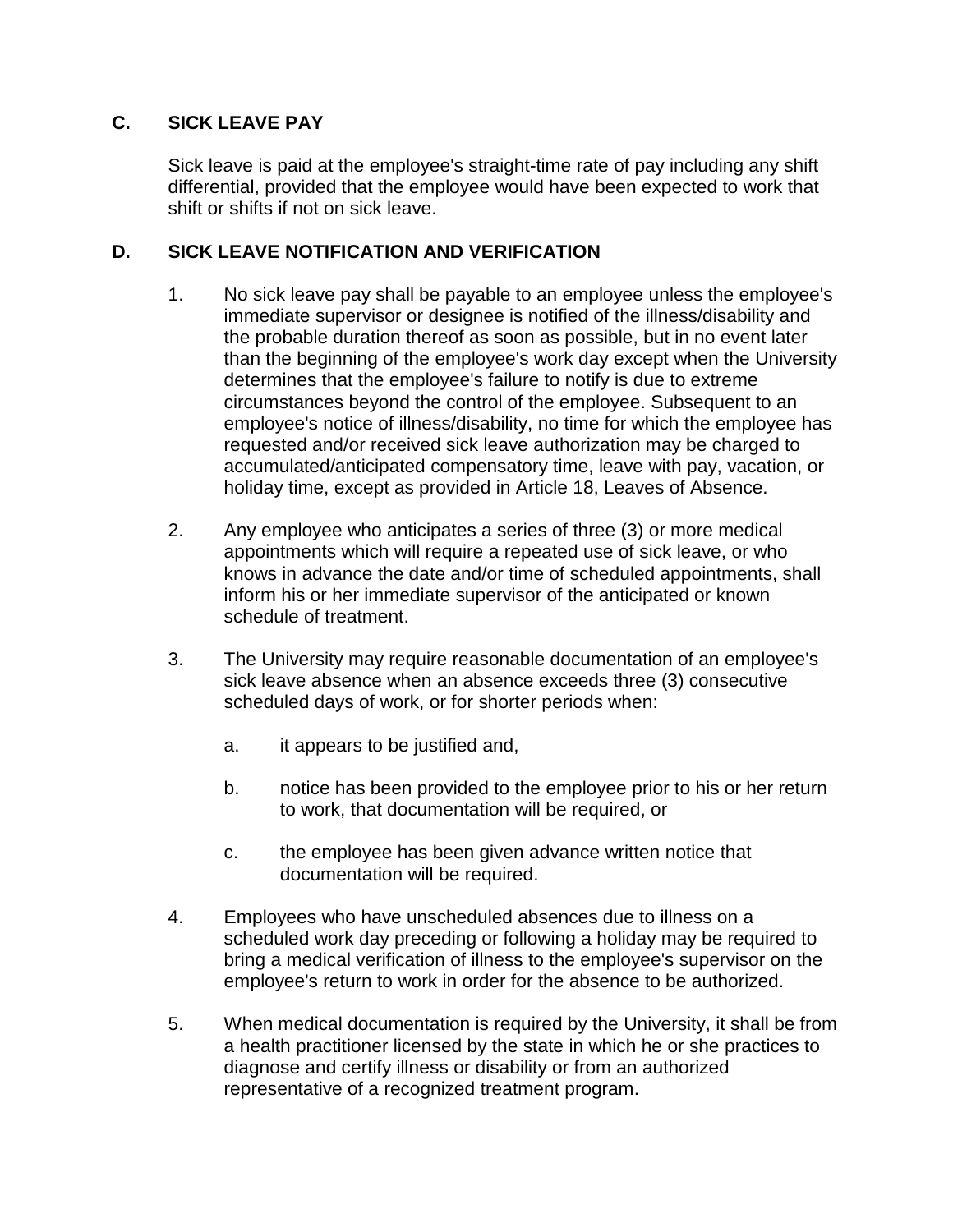## C. SICK LEAVE PAY

Sick leave is paid at the employee's straight-time rate of pay including any shift differential, provided that the employee would have been expected to work that shift or shifts if not on sick leave.

## D. SICK LEAVE NOTIFICATION AND VERIFICATION

1. No sick leave pay shall be payable to an employee unless the employee's immediate supervisor or designee is notified of the illness/disability and the probable duration thereof as soon as possible, but in no event later than the beginning of the employee's work day except when the University determines that the employee's failure to notify is due to extreme circumstances beyond the control of the employee. Subsequent to an employee's notice of illness/disability, no time for which the employee has requested and/or received sick leave authorization may be charged to accumulated/anticipated compensatory time, leave with pay, vacation, or holiday time, except as provided in Article 18, Leaves of Absence.

2. Any employee who anticipates a series of three (3) or more medical appointments which will require a repeated use of sick leave, or who knows in advance the date and/or time of scheduled appointments, shall inform his or her immediate supervisor of the anticipated or known schedule of treatment.

3. The University may require reasonable documentation of an employee's sick leave absence when an absence exceeds three (3) consecutive scheduled days of work, or for shorter periods when:

   a. it appears to be justified and,

   b. notice has been provided to the employee prior to his or her return to work, that documentation will be required, or

   c. the employee has been given advance written notice that documentation will be required.

4. Employees who have unscheduled absences due to illness on a scheduled work day preceding or following a holiday may be required to bring a medical verification of illness to the employee's supervisor on the employee's return to work in order for the absence to be authorized.

5. When medical documentation is required by the University, it shall be from a health practitioner licensed by the state in which he or she practices to diagnose and certify illness or disability or from an authorized representative of a recognized treatment program.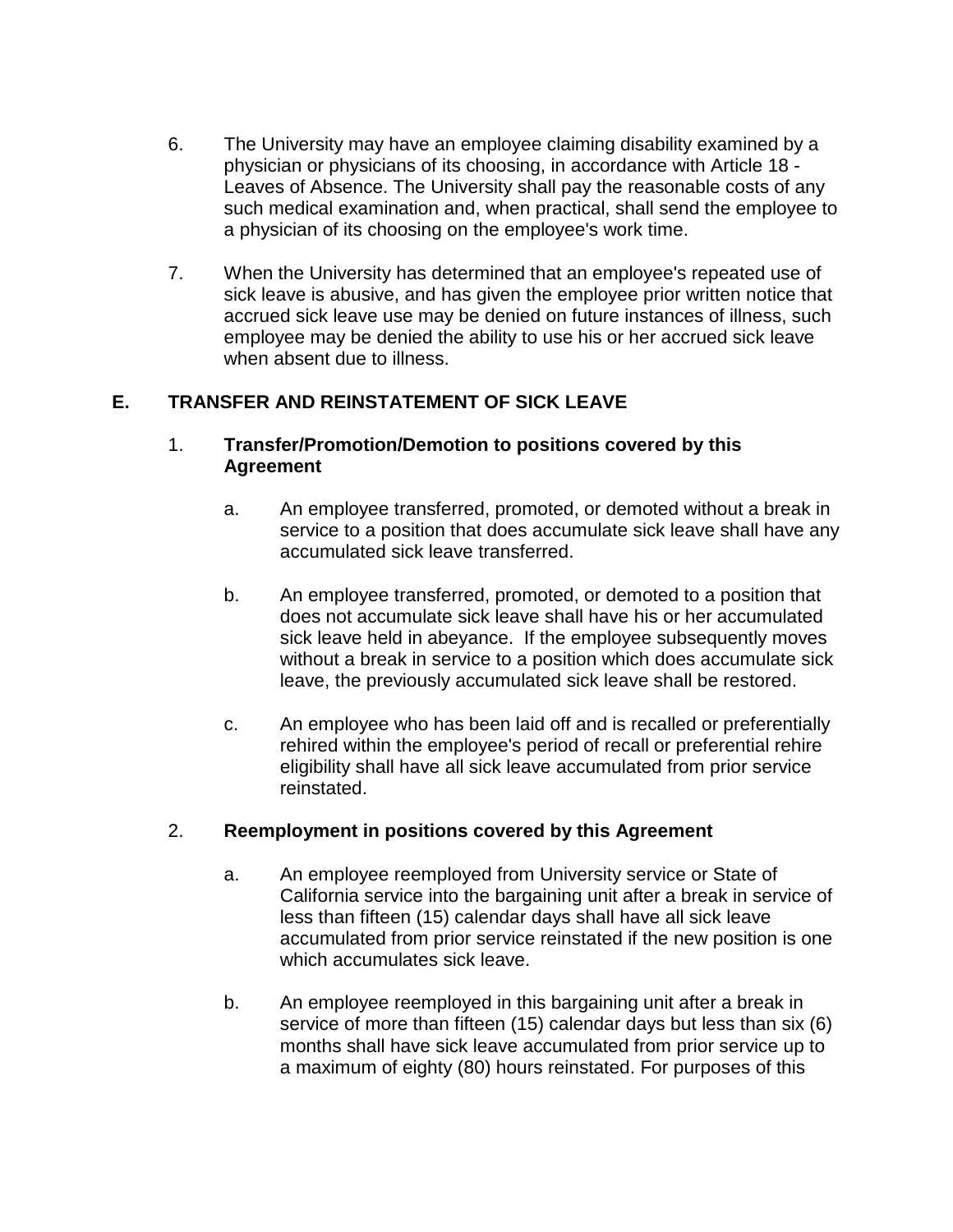6. The University may have an employee claiming disability examined by a physician or physicians of its choosing, in accordance with Article 18 - Leaves of Absence. The University shall pay the reasonable costs of any such medical examination and, when practical, shall send the employee to a physician of its choosing on the employee's work time.

7. When the University has determined that an employee's repeated use of sick leave is abusive, and has given the employee prior written notice that accrued sick leave use may be denied on future instances of illness, such employee may be denied the ability to use his or her accrued sick leave when absent due to illness.

## E. TRANSFER AND REINSTATEMENT OF SICK LEAVE

1. **Transfer/Promotion/Demotion to positions covered by this Agreement**

   a. An employee transferred, promoted, or demoted without a break in service to a position that does accumulate sick leave shall have any accumulated sick leave transferred.

   b. An employee transferred, promoted, or demoted to a position that does not accumulate sick leave shall have his or her accumulated sick leave held in abeyance. If the employee subsequently moves without a break in service to a position which does accumulate sick leave, the previously accumulated sick leave shall be restored.

   c. An employee who has been laid off and is recalled or preferentially rehired within the employee's period of recall or preferential rehire eligibility shall have all sick leave accumulated from prior service reinstated.

2. **Reemployment in positions covered by this Agreement**

   a. An employee reemployed from University service or State of California service into the bargaining unit after a break in service of less than fifteen (15) calendar days shall have all sick leave accumulated from prior service reinstated if the new position is one which accumulates sick leave.

   b. An employee reemployed in this bargaining unit after a break in service of more than fifteen (15) calendar days but less than six (6) months shall have sick leave accumulated from prior service up to a maximum of eighty (80) hours reinstated. For purposes of this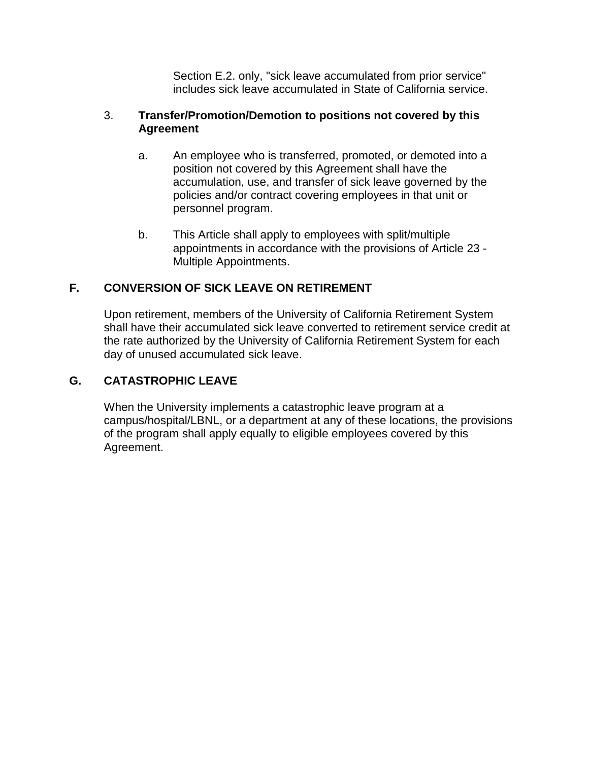Section E.2. only, "sick leave accumulated from prior service" includes sick leave accumulated in State of California service.

3. **Transfer/Promotion/Demotion to positions not covered by this Agreement**

   a. An employee who is transferred, promoted, or demoted into a position not covered by this Agreement shall have the accumulation, use, and transfer of sick leave governed by the policies and/or contract covering employees in that unit or personnel program.

   b. This Article shall apply to employees with split/multiple appointments in accordance with the provisions of Article 23 - Multiple Appointments.

## F. CONVERSION OF SICK LEAVE ON RETIREMENT

Upon retirement, members of the University of California Retirement System shall have their accumulated sick leave converted to retirement service credit at the rate authorized by the University of California Retirement System for each day of unused accumulated sick leave.

## G. CATASTROPHIC LEAVE

When the University implements a catastrophic leave program at a campus/hospital/LBNL, or a department at any of these locations, the provisions of the program shall apply equally to eligible employees covered by this Agreement.